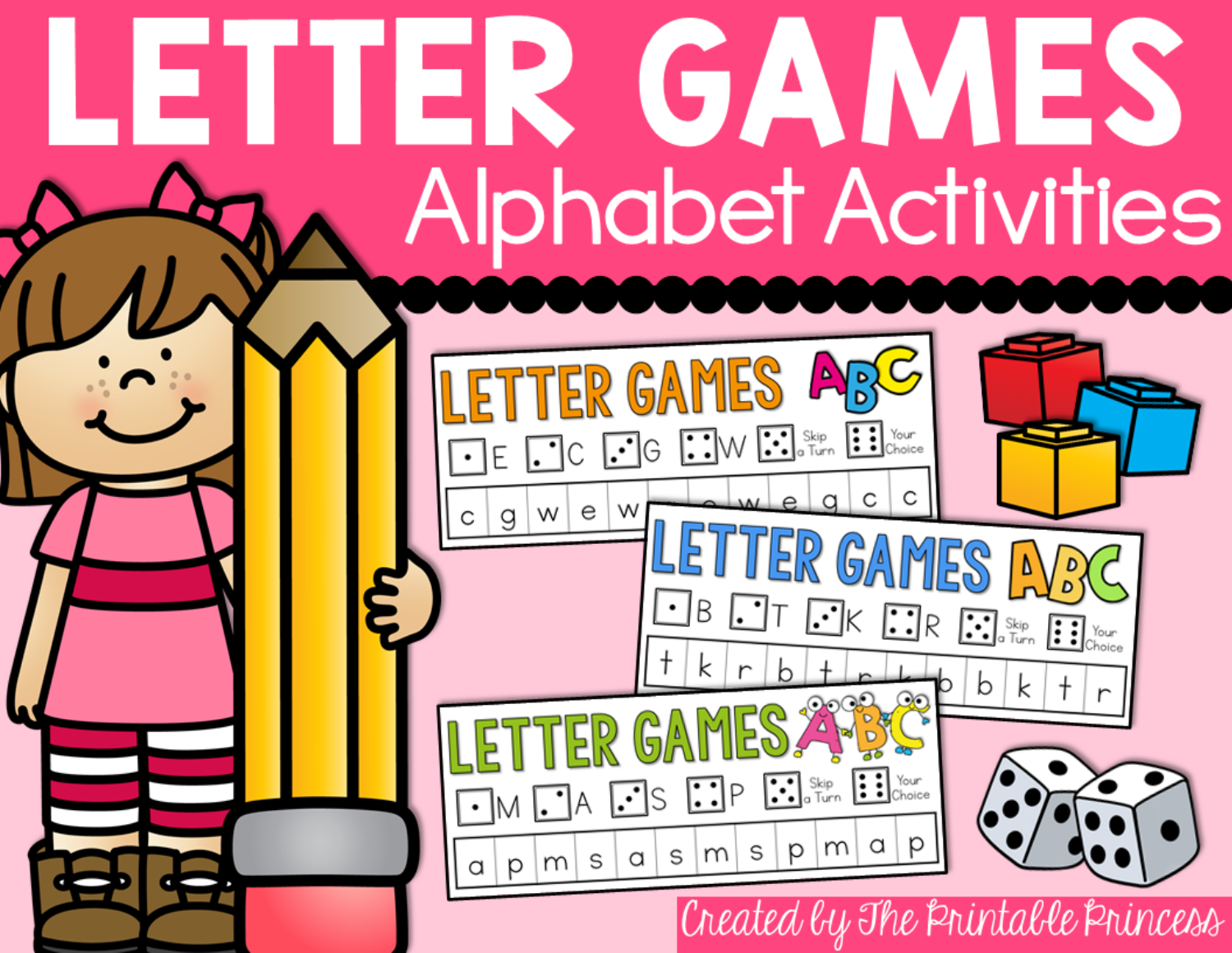# LETTER GAMES

## Alphabet Activities

LETTER GAMES ABC

⚀ E ⚁ C ⚂ G ⚃ W ⚄ Skip a Turn ⚅ Your Choice

| c | g | w | e | w | | | w | e | g | c | c |
|---|---|---|---|---|---|---|---|---|---|---|---|

LETTER GAMES ABC

⚀ B ⚁ T ⚂ K ⚃ R ⚄ Skip a Turn ⚅ Your Choice

| t | k | r | b | t | r | k | b | b | k | t | r |
|---|---|---|---|---|---|---|---|---|---|---|---|

LETTER GAMES ABC

⚀ M ⚁ A ⚂ S ⚃ P ⚄ Skip a Turn ⚅ Your Choice

| a | p | m | s | a | s | m | s | p | m | a | p |
|---|---|---|---|---|---|---|---|---|---|---|---|

Created by The Printable Princess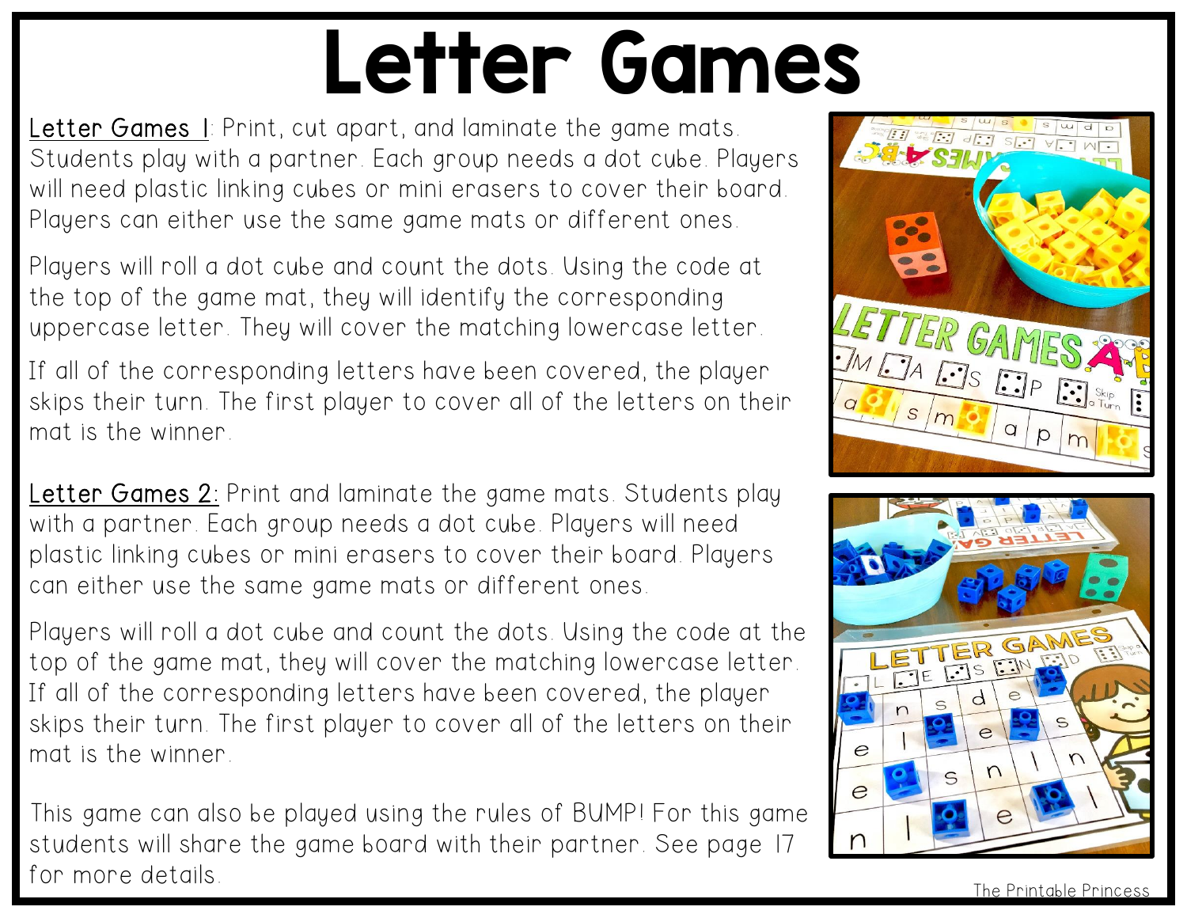# Letter Games

<u>Letter Games 1</u>: Print, cut apart, and laminate the game mats. Students play with a partner. Each group needs a dot cube. Players will need plastic linking cubes or mini erasers to cover their board. Players can either use the same game mats or different ones.

Players will roll a dot cube and count the dots. Using the code at the top of the game mat, they will identify the corresponding uppercase letter. They will cover the matching lowercase letter.

If all of the corresponding letters have been covered, the player skips their turn. The first player to cover all of the letters on their mat is the winner.

<u>Letter Games 2</u>: Print and laminate the game mats. Students play with a partner. Each group needs a dot cube. Players will need plastic linking cubes or mini erasers to cover their board. Players can either use the same game mats or different ones.

Players will roll a dot cube and count the dots. Using the code at the top of the game mat, they will cover the matching lowercase letter. If all of the corresponding letters have been covered, the player skips their turn. The first player to cover all of the letters on their mat is the winner.

This game can also be played using the rules of BUMP! For this game students will share the game board with their partner. See page 17 for more details.

The Printable Princess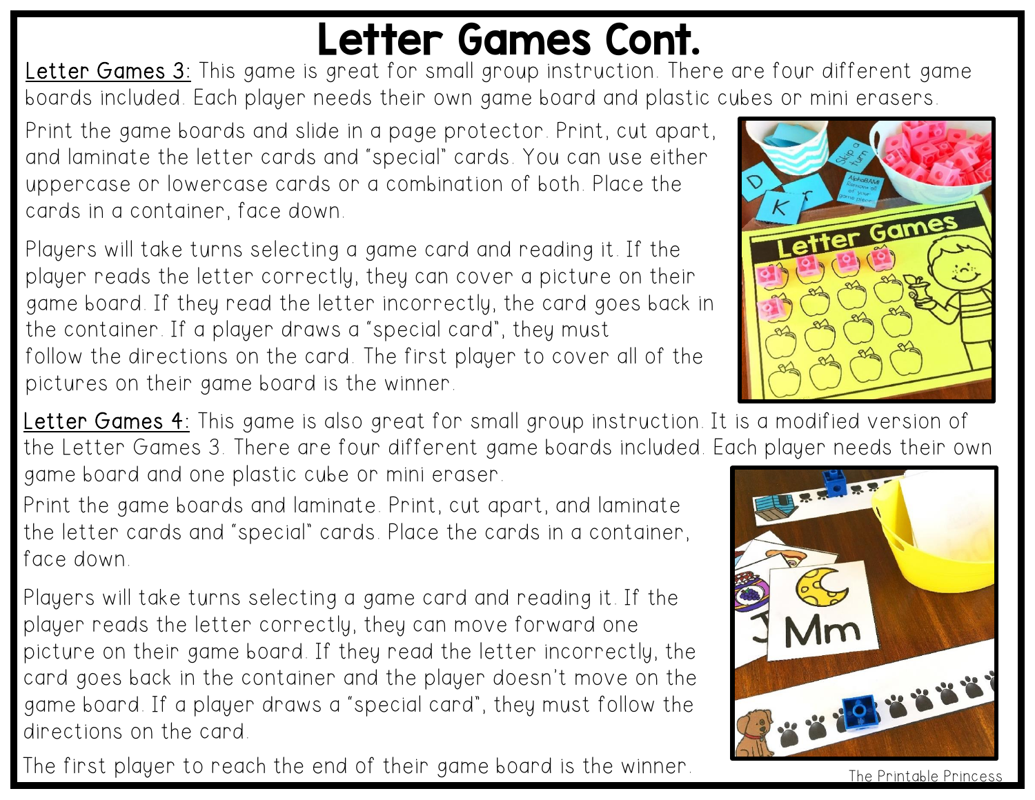# Letter Games Cont.

Letter Games 3: This game is great for small group instruction. There are four different game boards included. Each player needs their own game board and plastic cubes or mini erasers.

Print the game boards and slide in a page protector. Print, cut apart, and laminate the letter cards and "special" cards. You can use either uppercase or lowercase cards or a combination of both. Place the cards in a container, face down.

Players will take turns selecting a game card and reading it. If the player reads the letter correctly, they can cover a picture on their game board. If they read the letter incorrectly, the card goes back in the container. If a player draws a "special card", they must follow the directions on the card. The first player to cover all of the pictures on their game board is the winner.

Letter Games 4: This game is also great for small group instruction. It is a modified version of the Letter Games 3. There are four different game boards included. Each player needs their own game board and one plastic cube or mini eraser.

Print the game boards and laminate. Print, cut apart, and laminate the letter cards and "special" cards. Place the cards in a container, face down.

Players will take turns selecting a game card and reading it. If the player reads the letter correctly, they can move forward one picture on their game board. If they read the letter incorrectly, the card goes back in the container and the player doesn't move on the game board. If a player draws a "special card", they must follow the directions on the card.

The first player to reach the end of their game board is the winner.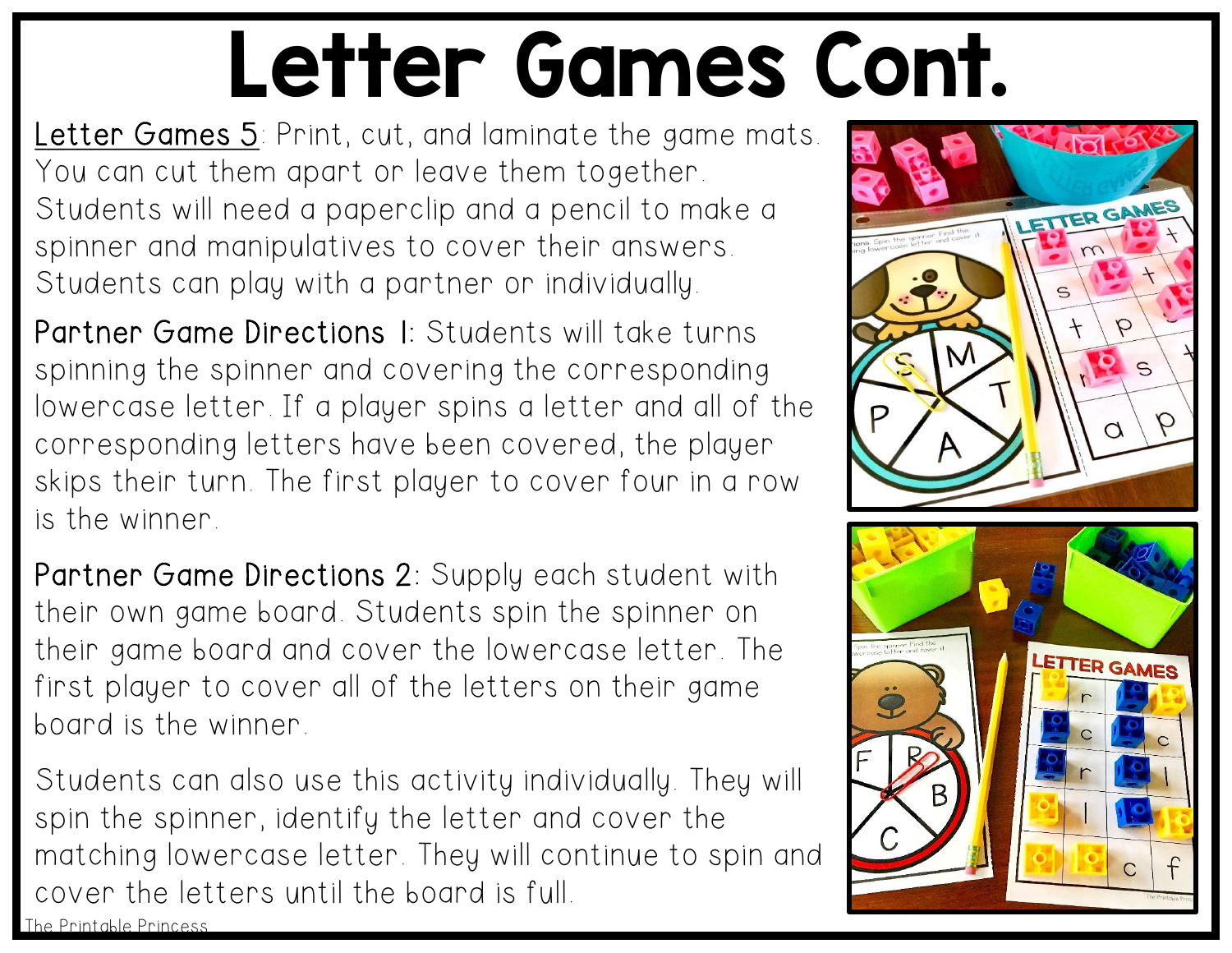# Letter Games Cont.

Letter Games 5: Print, cut, and laminate the game mats. You can cut them apart or leave them together. Students will need a paperclip and a pencil to make a spinner and manipulatives to cover their answers. Students can play with a partner or individually.

Partner Game Directions 1: Students will take turns spinning the spinner and covering the corresponding lowercase letter. If a player spins a letter and all of the corresponding letters have been covered, the player skips their turn. The first player to cover four in a row is the winner.

Partner Game Directions 2: Supply each student with their own game board. Students spin the spinner on their game board and cover the lowercase letter. The first player to cover all of the letters on their game board is the winner.

Students can also use this activity individually. They will spin the spinner, identify the letter and cover the matching lowercase letter. They will continue to spin and cover the letters until the board is full.

The Printable Princess